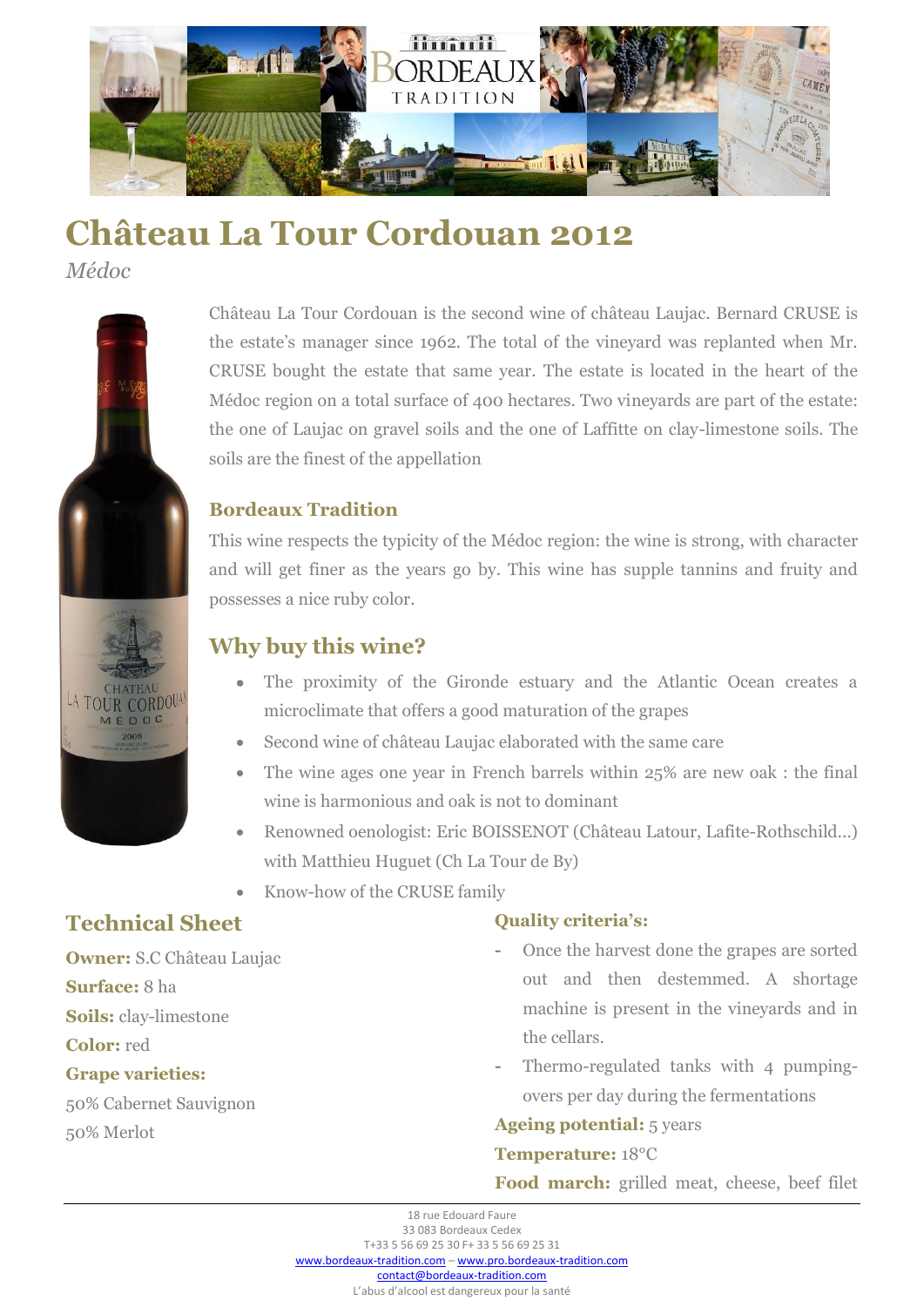# Château La Tour Cordouan 2012

*Médoc*

Château La Tour Cordouan is the second wine of château Laujac. Bernard CRUSE is the estate's manager since 1962. The total of the vineyard was replanted when Mr. CRUSE bought the estate that same year. The estate is located in the heart of the Médoc region on a total surface of 400 hectares. Two vineyards are part of the estate: the one of Laujac on gravel soils and the one of Laffitte on clay-limestone soils. The soils are the finest of the appellation

### Bordeaux Tradition

This wine respects the typicity of the Médoc region: the wine is strong, with character and will get finer as the years go by. This wine has supple tannins and fruity and possesses a nice ruby color.

## Why buy this wine?

- The proximity of the Gironde estuary and the Atlantic Ocean creates a microclimate that offers a good maturation of the grapes
- Second wine of château Laujac elaborated with the same care
- The wine ages one year in French barrels within 25% are new oak : the final wine is harmonious and oak is not to dominant
- Renowned oenologist: Eric BOISSENOT (Château Latour, Lafite-Rothschild…) with Matthieu Huguet (Ch La Tour de By)
- Know-how of the CRUSE family

## Technical Sheet

**Owner:** S.C Château Laujac

**Surface:** 8 ha

**Soils:** clay-limestone

**Color:** red

**Grape varieties:**

50% Cabernet Sauvignon

50% Merlot

### Quality criteria's:

- Once the harvest done the grapes are sorted out and then destemmed. A shortage machine is present in the vineyards and in the cellars.
- Thermo-regulated tanks with 4 pumping-overs per day during the fermentations

**Ageing potential:** 5 years

**Temperature:** 18°C

**Food march:** grilled meat, cheese, beef filet

18 rue Edouard Faure
33 083 Bordeaux Cedex
T+33 5 56 69 25 30 F+ 33 5 56 69 25 31
www.bordeaux-tradition.com – www.pro.bordeaux-tradition.com
contact@bordeaux-tradition.com
L'abus d'alcool est dangereux pour la santé